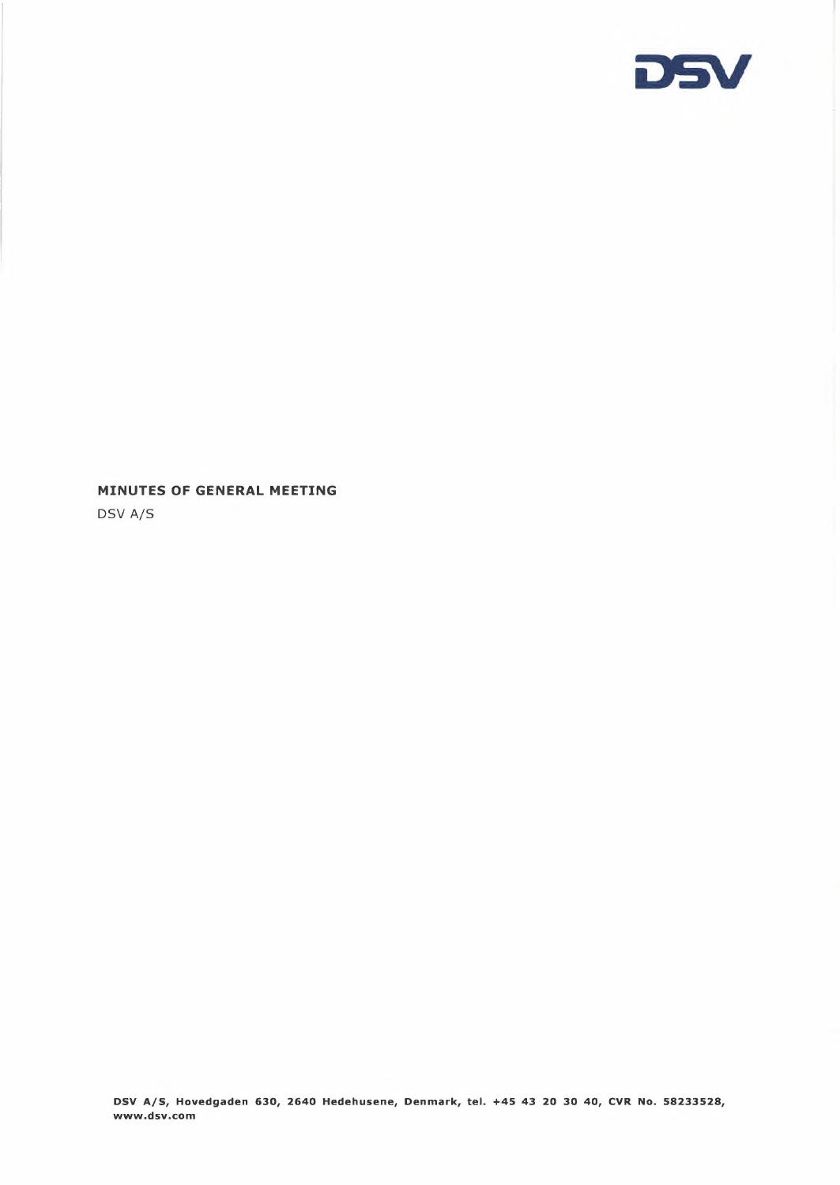DSV

**MINUTES OF GENERAL MEETING**

DSV A/S

**DSV A/S, Hovedgaden 630, 2640 Hedehusene, Denmark, tel. +45 43 20 30 40, CVR No. 58233528, www.dsv.com**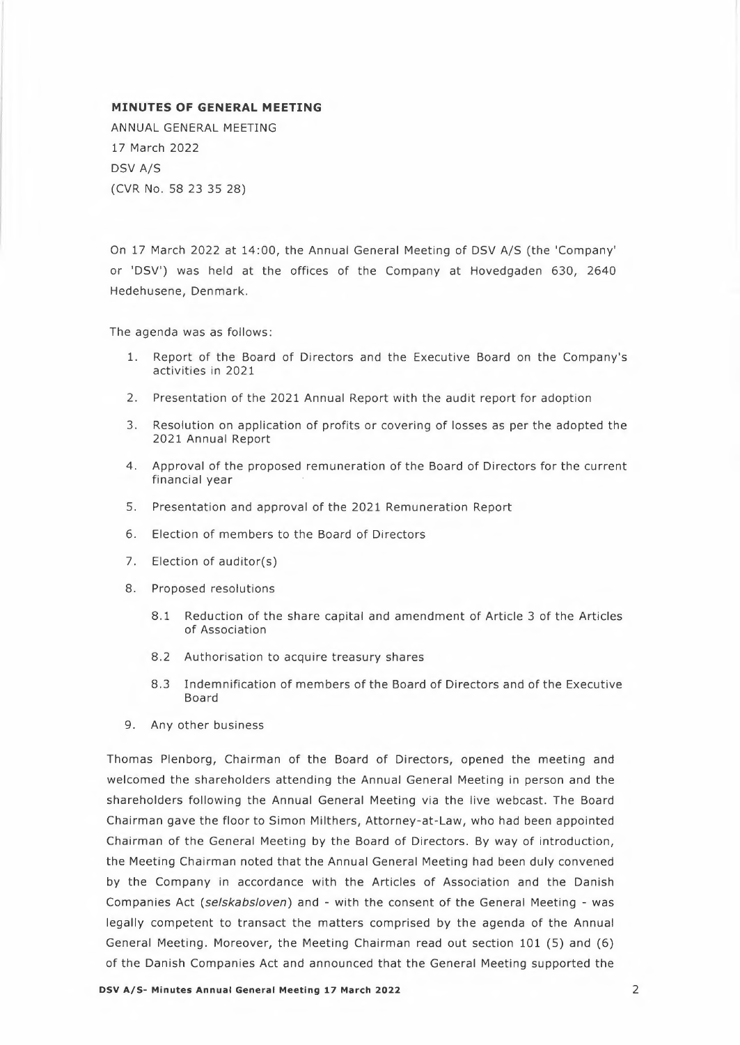**MINUTES OF GENERAL MEETING**

ANNUAL GENERAL MEETING

17 March 2022

DSV A/S

(CVR No. 58 23 35 28)

On 17 March 2022 at 14:00, the Annual General Meeting of DSV A/S (the 'Company' or 'DSV') was held at the offices of the Company at Hovedgaden 630, 2640 Hedehusene, Denmark.

The agenda was as follows:

1. Report of the Board of Directors and the Executive Board on the Company's activities in 2021
2. Presentation of the 2021 Annual Report with the audit report for adoption
3. Resolution on application of profits or covering of losses as per the adopted the 2021 Annual Report
4. Approval of the proposed remuneration of the Board of Directors for the current financial year
5. Presentation and approval of the 2021 Remuneration Report
6. Election of members to the Board of Directors
7. Election of auditor(s)
8. Proposed resolutions
   - 8.1 Reduction of the share capital and amendment of Article 3 of the Articles of Association
   - 8.2 Authorisation to acquire treasury shares
   - 8.3 Indemnification of members of the Board of Directors and of the Executive Board
9. Any other business

Thomas Plenborg, Chairman of the Board of Directors, opened the meeting and welcomed the shareholders attending the Annual General Meeting in person and the shareholders following the Annual General Meeting via the live webcast. The Board Chairman gave the floor to Simon Milthers, Attorney-at-Law, who had been appointed Chairman of the General Meeting by the Board of Directors. By way of introduction, the Meeting Chairman noted that the Annual General Meeting had been duly convened by the Company in accordance with the Articles of Association and the Danish Companies Act (*selskabsloven*) and - with the consent of the General Meeting - was legally competent to transact the matters comprised by the agenda of the Annual General Meeting. Moreover, the Meeting Chairman read out section 101 (5) and (6) of the Danish Companies Act and announced that the General Meeting supported the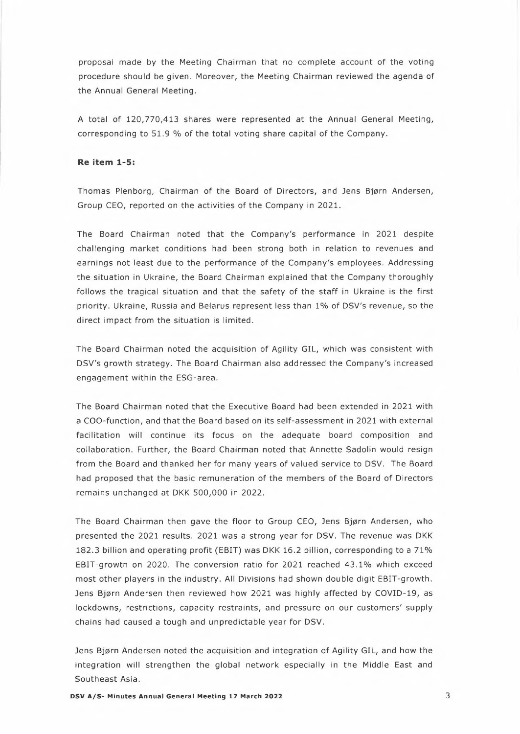proposal made by the Meeting Chairman that no complete account of the voting procedure should be given. Moreover, the Meeting Chairman reviewed the agenda of the Annual General Meeting.

A total of 120,770,413 shares were represented at the Annual General Meeting, corresponding to 51.9 % of the total voting share capital of the Company.

**Re item 1-5:**

Thomas Plenborg, Chairman of the Board of Directors, and Jens Bjørn Andersen, Group CEO, reported on the activities of the Company in 2021.

The Board Chairman noted that the Company's performance in 2021 despite challenging market conditions had been strong both in relation to revenues and earnings not least due to the performance of the Company's employees. Addressing the situation in Ukraine, the Board Chairman explained that the Company thoroughly follows the tragical situation and that the safety of the staff in Ukraine is the first priority. Ukraine, Russia and Belarus represent less than 1% of DSV's revenue, so the direct impact from the situation is limited.

The Board Chairman noted the acquisition of Agility GIL, which was consistent with DSV's growth strategy. The Board Chairman also addressed the Company's increased engagement within the ESG-area.

The Board Chairman noted that the Executive Board had been extended in 2021 with a COO-function, and that the Board based on its self-assessment in 2021 with external facilitation will continue its focus on the adequate board composition and collaboration. Further, the Board Chairman noted that Annette Sadolin would resign from the Board and thanked her for many years of valued service to DSV. The Board had proposed that the basic remuneration of the members of the Board of Directors remains unchanged at DKK 500,000 in 2022.

The Board Chairman then gave the floor to Group CEO, Jens Bjørn Andersen, who presented the 2021 results. 2021 was a strong year for DSV. The revenue was DKK 182.3 billion and operating profit (EBIT) was DKK 16.2 billion, corresponding to a 71% EBIT-growth on 2020. The conversion ratio for 2021 reached 43.1% which exceed most other players in the industry. All Divisions had shown double digit EBIT-growth. Jens Bjørn Andersen then reviewed how 2021 was highly affected by COVID-19, as lockdowns, restrictions, capacity restraints, and pressure on our customers' supply chains had caused a tough and unpredictable year for DSV.

Jens Bjørn Andersen noted the acquisition and integration of Agility GIL, and how the integration will strengthen the global network especially in the Middle East and Southeast Asia.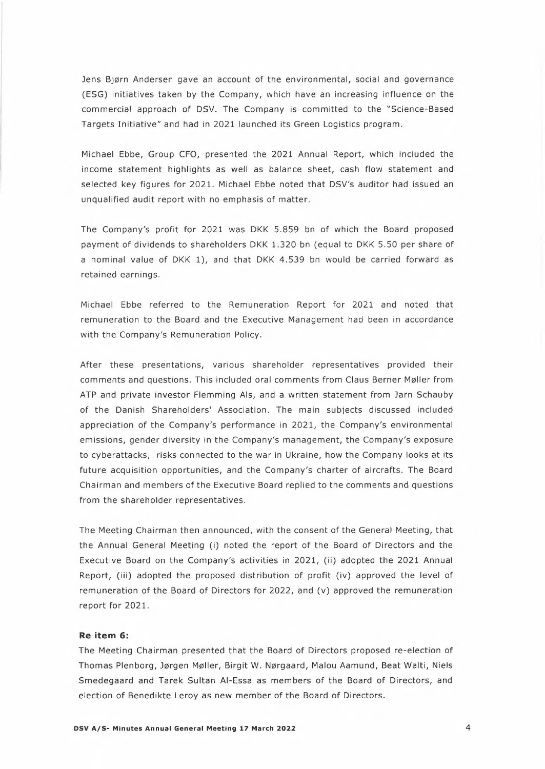Jens Bjørn Andersen gave an account of the environmental, social and governance (ESG) initiatives taken by the Company, which have an increasing influence on the commercial approach of DSV. The Company is committed to the "Science-Based Targets Initiative" and had in 2021 launched its Green Logistics program.

Michael Ebbe, Group CFO, presented the 2021 Annual Report, which included the income statement highlights as well as balance sheet, cash flow statement and selected key figures for 2021. Michael Ebbe noted that DSV's auditor had issued an unqualified audit report with no emphasis of matter.

The Company's profit for 2021 was DKK 5.859 bn of which the Board proposed payment of dividends to shareholders DKK 1.320 bn (equal to DKK 5.50 per share of a nominal value of DKK 1), and that DKK 4.539 bn would be carried forward as retained earnings.

Michael Ebbe referred to the Remuneration Report for 2021 and noted that remuneration to the Board and the Executive Management had been in accordance with the Company's Remuneration Policy.

After these presentations, various shareholder representatives provided their comments and questions. This included oral comments from Claus Berner Møller from ATP and private investor Flemming Als, and a written statement from Jarn Schauby of the Danish Shareholders' Association. The main subjects discussed included appreciation of the Company's performance in 2021, the Company's environmental emissions, gender diversity in the Company's management, the Company's exposure to cyberattacks, risks connected to the war in Ukraine, how the Company looks at its future acquisition opportunities, and the Company's charter of aircrafts. The Board Chairman and members of the Executive Board replied to the comments and questions from the shareholder representatives.

The Meeting Chairman then announced, with the consent of the General Meeting, that the Annual General Meeting (i) noted the report of the Board of Directors and the Executive Board on the Company's activities in 2021, (ii) adopted the 2021 Annual Report, (iii) adopted the proposed distribution of profit (iv) approved the level of remuneration of the Board of Directors for 2022, and (v) approved the remuneration report for 2021.

**Re item 6:**

The Meeting Chairman presented that the Board of Directors proposed re-election of Thomas Plenborg, Jørgen Møller, Birgit W. Nørgaard, Malou Aamund, Beat Walti, Niels Smedegaard and Tarek Sultan Al-Essa as members of the Board of Directors, and election of Benedikte Leroy as new member of the Board of Directors.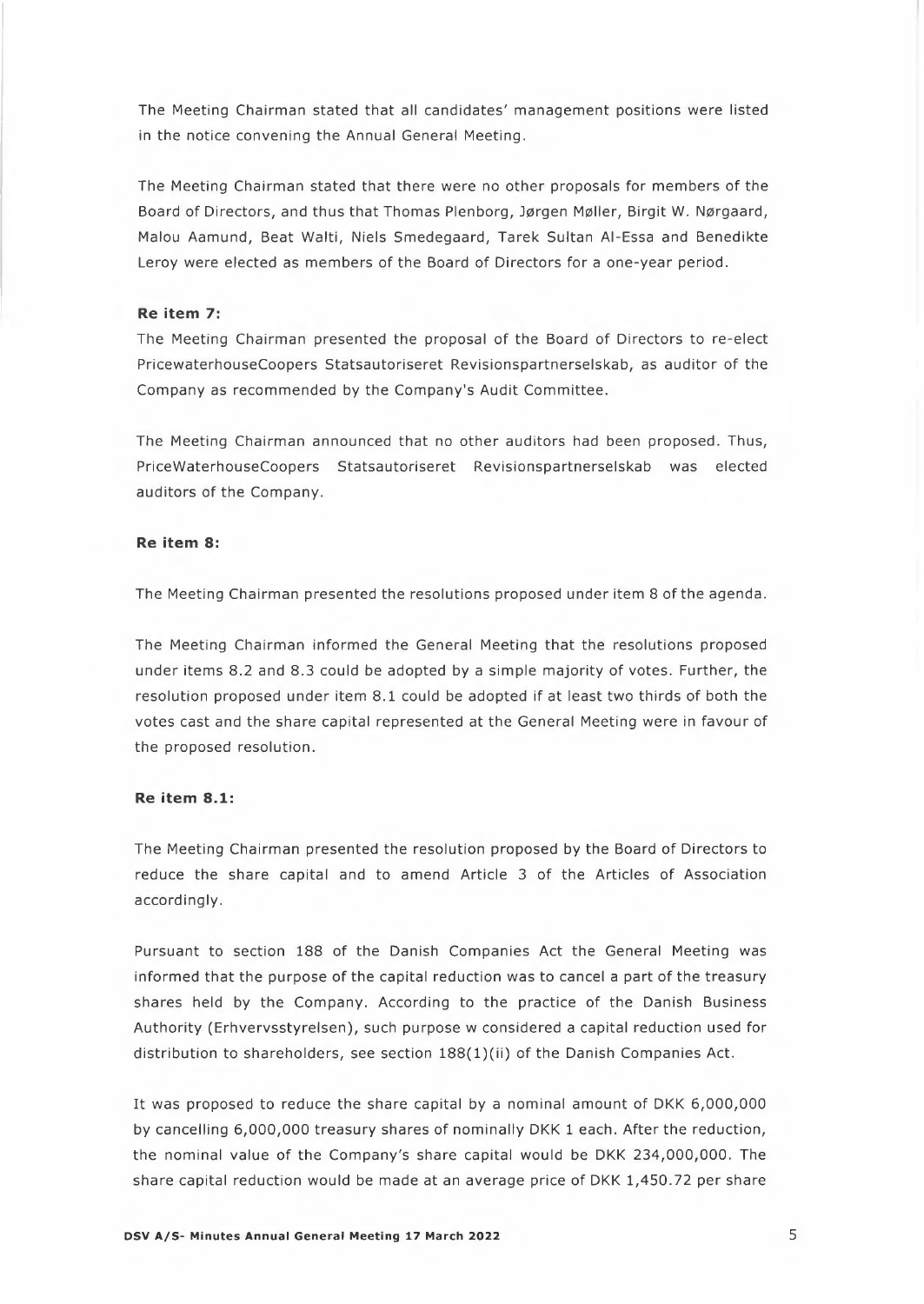The Meeting Chairman stated that all candidates' management positions were listed in the notice convening the Annual General Meeting.

The Meeting Chairman stated that there were no other proposals for members of the Board of Directors, and thus that Thomas Plenborg, Jørgen Møller, Birgit W. Nørgaard, Malou Aamund, Beat Walti, Niels Smedegaard, Tarek Sultan Al-Essa and Benedikte Leroy were elected as members of the Board of Directors for a one-year period.

**Re item 7:**

The Meeting Chairman presented the proposal of the Board of Directors to re-elect PricewaterhouseCoopers Statsautoriseret Revisionspartnerselskab, as auditor of the Company as recommended by the Company's Audit Committee.

The Meeting Chairman announced that no other auditors had been proposed. Thus, PriceWaterhouseCoopers Statsautoriseret Revisionspartnerselskab was elected auditors of the Company.

**Re item 8:**

The Meeting Chairman presented the resolutions proposed under item 8 of the agenda.

The Meeting Chairman informed the General Meeting that the resolutions proposed under items 8.2 and 8.3 could be adopted by a simple majority of votes. Further, the resolution proposed under item 8.1 could be adopted if at least two thirds of both the votes cast and the share capital represented at the General Meeting were in favour of the proposed resolution.

**Re item 8.1:**

The Meeting Chairman presented the resolution proposed by the Board of Directors to reduce the share capital and to amend Article 3 of the Articles of Association accordingly.

Pursuant to section 188 of the Danish Companies Act the General Meeting was informed that the purpose of the capital reduction was to cancel a part of the treasury shares held by the Company. According to the practice of the Danish Business Authority (Erhvervsstyrelsen), such purpose w considered a capital reduction used for distribution to shareholders, see section 188(1)(ii) of the Danish Companies Act.

It was proposed to reduce the share capital by a nominal amount of DKK 6,000,000 by cancelling 6,000,000 treasury shares of nominally DKK 1 each. After the reduction, the nominal value of the Company's share capital would be DKK 234,000,000. The share capital reduction would be made at an average price of DKK 1,450.72 per share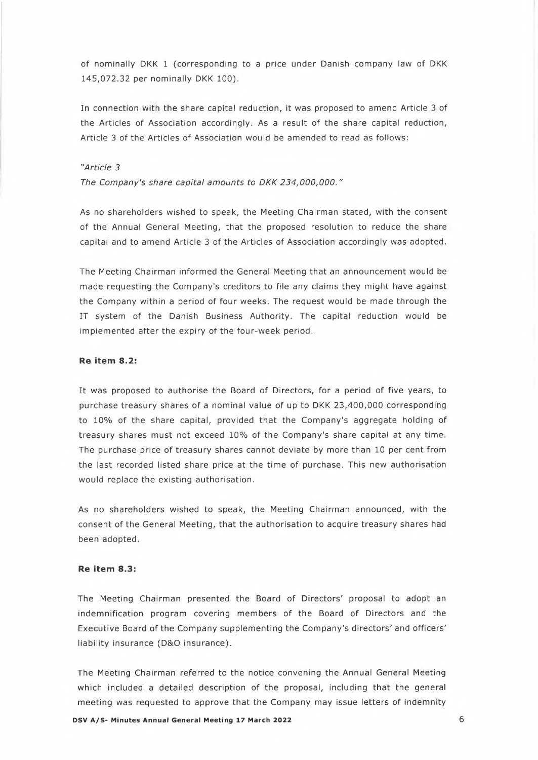of nominally DKK 1 (corresponding to a price under Danish company law of DKK 145,072.32 per nominally DKK 100).

In connection with the share capital reduction, it was proposed to amend Article 3 of the Articles of Association accordingly. As a result of the share capital reduction, Article 3 of the Articles of Association would be amended to read as follows:

*"Article 3*
*The Company's share capital amounts to DKK 234,000,000."*

As no shareholders wished to speak, the Meeting Chairman stated, with the consent of the Annual General Meeting, that the proposed resolution to reduce the share capital and to amend Article 3 of the Articles of Association accordingly was adopted.

The Meeting Chairman informed the General Meeting that an announcement would be made requesting the Company's creditors to file any claims they might have against the Company within a period of four weeks. The request would be made through the IT system of the Danish Business Authority. The capital reduction would be implemented after the expiry of the four-week period.

**Re item 8.2:**

It was proposed to authorise the Board of Directors, for a period of five years, to purchase treasury shares of a nominal value of up to DKK 23,400,000 corresponding to 10% of the share capital, provided that the Company's aggregate holding of treasury shares must not exceed 10% of the Company's share capital at any time. The purchase price of treasury shares cannot deviate by more than 10 per cent from the last recorded listed share price at the time of purchase. This new authorisation would replace the existing authorisation.

As no shareholders wished to speak, the Meeting Chairman announced, with the consent of the General Meeting, that the authorisation to acquire treasury shares had been adopted.

**Re item 8.3:**

The Meeting Chairman presented the Board of Directors' proposal to adopt an indemnification program covering members of the Board of Directors and the Executive Board of the Company supplementing the Company's directors' and officers' liability insurance (D&O insurance).

The Meeting Chairman referred to the notice convening the Annual General Meeting which included a detailed description of the proposal, including that the general meeting was requested to approve that the Company may issue letters of indemnity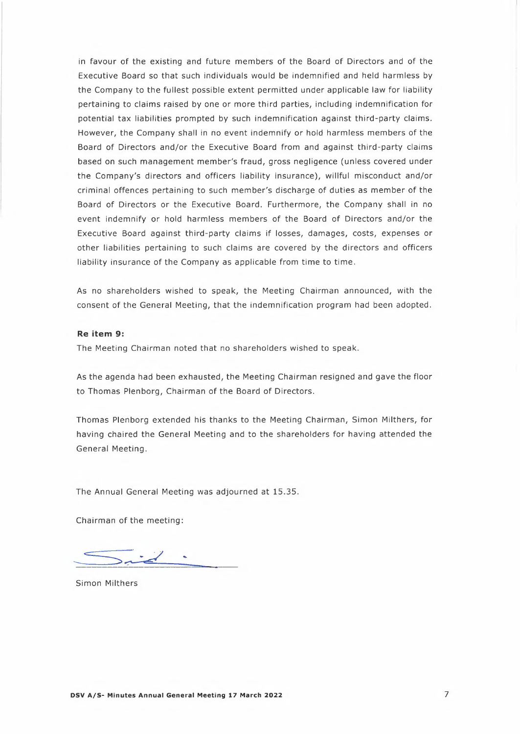in favour of the existing and future members of the Board of Directors and of the Executive Board so that such individuals would be indemnified and held harmless by the Company to the fullest possible extent permitted under applicable law for liability pertaining to claims raised by one or more third parties, including indemnification for potential tax liabilities prompted by such indemnification against third-party claims. However, the Company shall in no event indemnify or hold harmless members of the Board of Directors and/or the Executive Board from and against third-party claims based on such management member's fraud, gross negligence (unless covered under the Company's directors and officers liability insurance), willful misconduct and/or criminal offences pertaining to such member's discharge of duties as member of the Board of Directors or the Executive Board. Furthermore, the Company shall in no event indemnify or hold harmless members of the Board of Directors and/or the Executive Board against third-party claims if losses, damages, costs, expenses or other liabilities pertaining to such claims are covered by the directors and officers liability insurance of the Company as applicable from time to time.

As no shareholders wished to speak, the Meeting Chairman announced, with the consent of the General Meeting, that the indemnification program had been adopted.

**Re item 9:**

The Meeting Chairman noted that no shareholders wished to speak.

As the agenda had been exhausted, the Meeting Chairman resigned and gave the floor to Thomas Plenborg, Chairman of the Board of Directors.

Thomas Plenborg extended his thanks to the Meeting Chairman, Simon Milthers, for having chaired the General Meeting and to the shareholders for having attended the General Meeting.

The Annual General Meeting was adjourned at 15.35.

Chairman of the meeting:

Simon Milthers